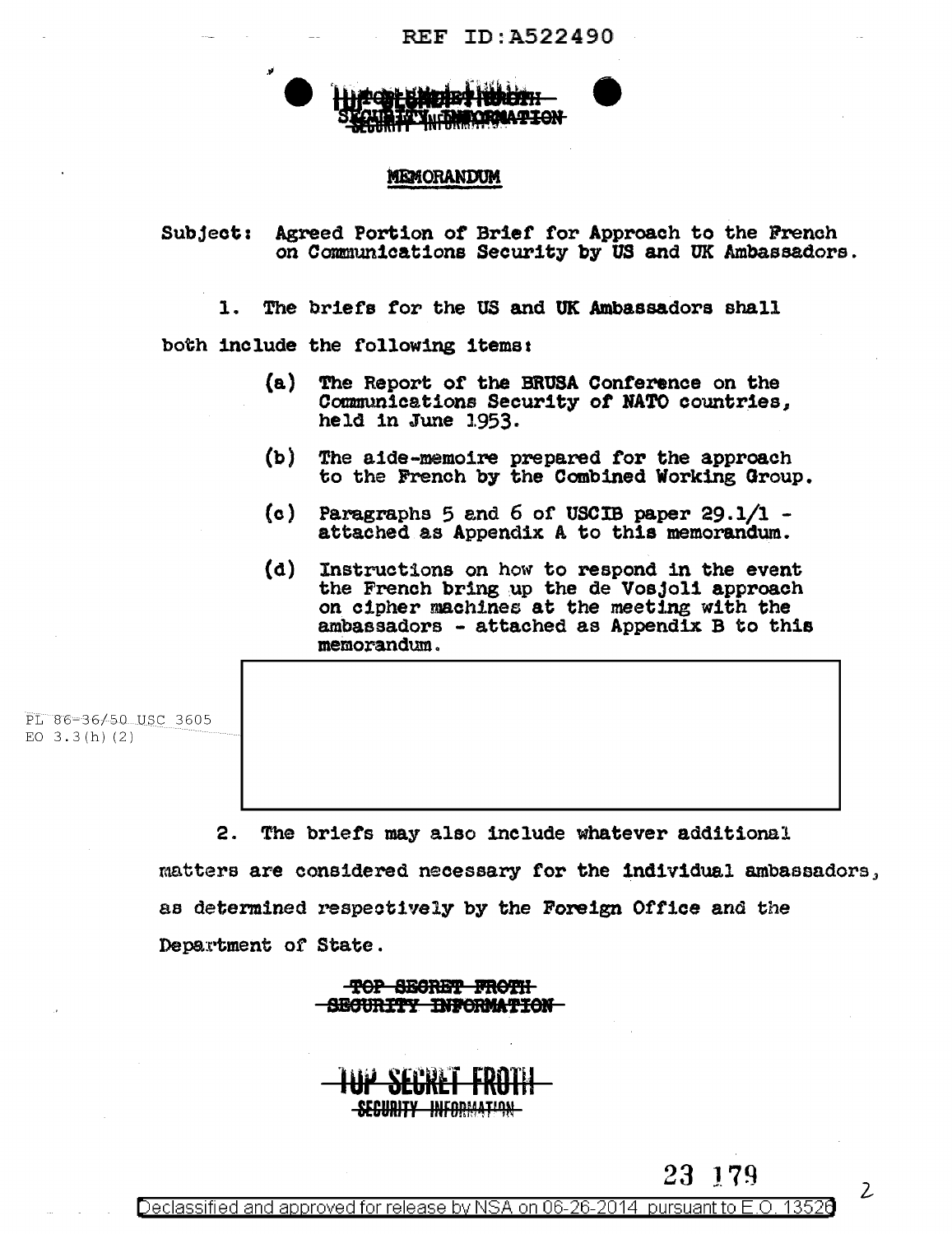TOP SECRET FROTH
SECURITY INFORMATION

# MEMORANDUM

Subject: Agreed Portion of Brief for Approach to the French on Communications Security by US and UK Ambassadors.

1. The briefs for the US and UK Ambassadors shall both include the following items:

   (a) The Report of the BRUSA Conference on the Communications Security of NATO countries, held in June 1953.

   (b) The aide-memoire prepared for the approach to the French by the Combined Working Group.

   (c) Paragraphs 5 and 6 of USCIB paper 29.1/1 - attached as Appendix A to this memorandum.

   (d) Instructions on how to respond in the event the French bring up the de Vosjoli approach on cipher machines at the meeting with the ambassadors - attached as Appendix B to this memorandum.

PL 86-36/50 USC 3605
EO 3.3(h)(2)

2. The briefs may also include whatever additional matters are considered necessary for the individual ambassadors, as determined respectively by the Foreign Office and the Department of State.

TOP SECRET FROTH
SECURITY INFORMATION

TOP SECRET FROTH
SECURITY INFORMATION

23 179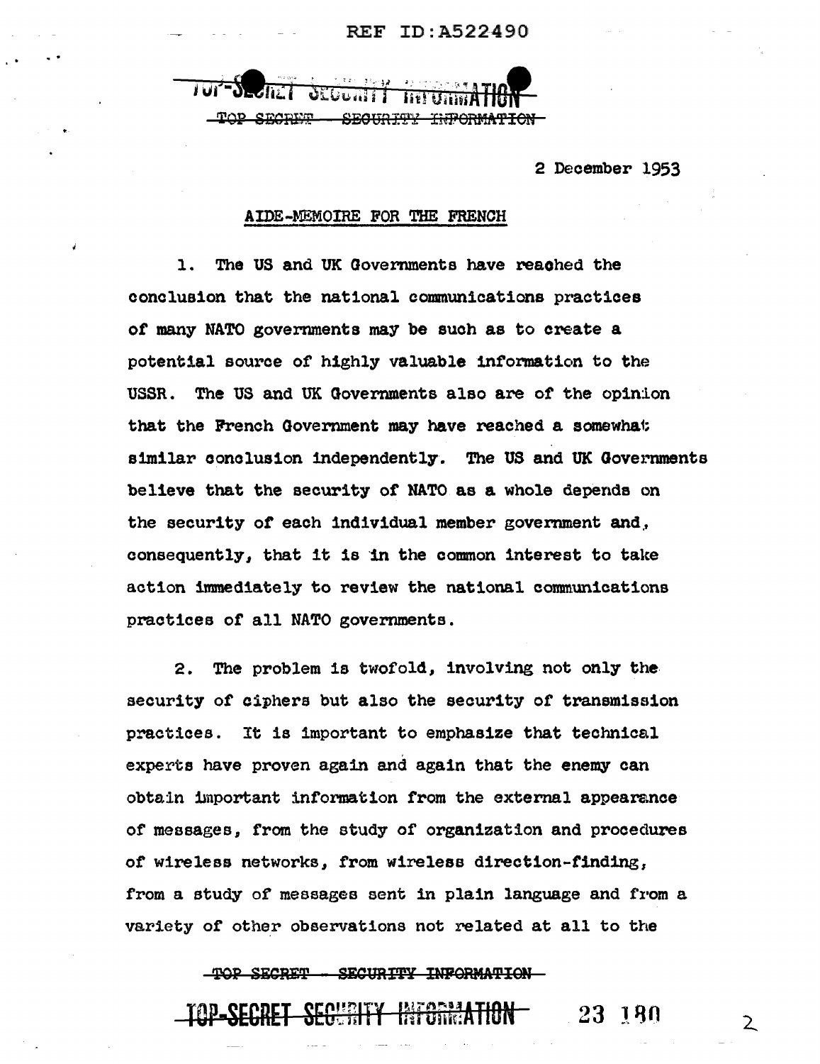2 December 1953

## AIDE-MEMOIRE FOR THE FRENCH

1. The US and UK Governments have reached the conclusion that the national communications practices of many NATO governments may be such as to create a potential source of highly valuable information to the USSR. The US and UK Governments also are of the opinion that the French Government may have reached a somewhat similar conclusion independently. The US and UK Governments believe that the security of NATO as a whole depends on the security of each individual member government and, consequently, that it is in the common interest to take action immediately to review the national communications practices of all NATO governments.

2. The problem is twofold, involving not only the security of ciphers but also the security of transmission practices. It is important to emphasize that technical experts have proven again and again that the enemy can obtain important information from the external appearance of messages, from the study of organization and procedures of wireless networks, from wireless direction-finding, from a study of messages sent in plain language and from a variety of other observations not related at all to the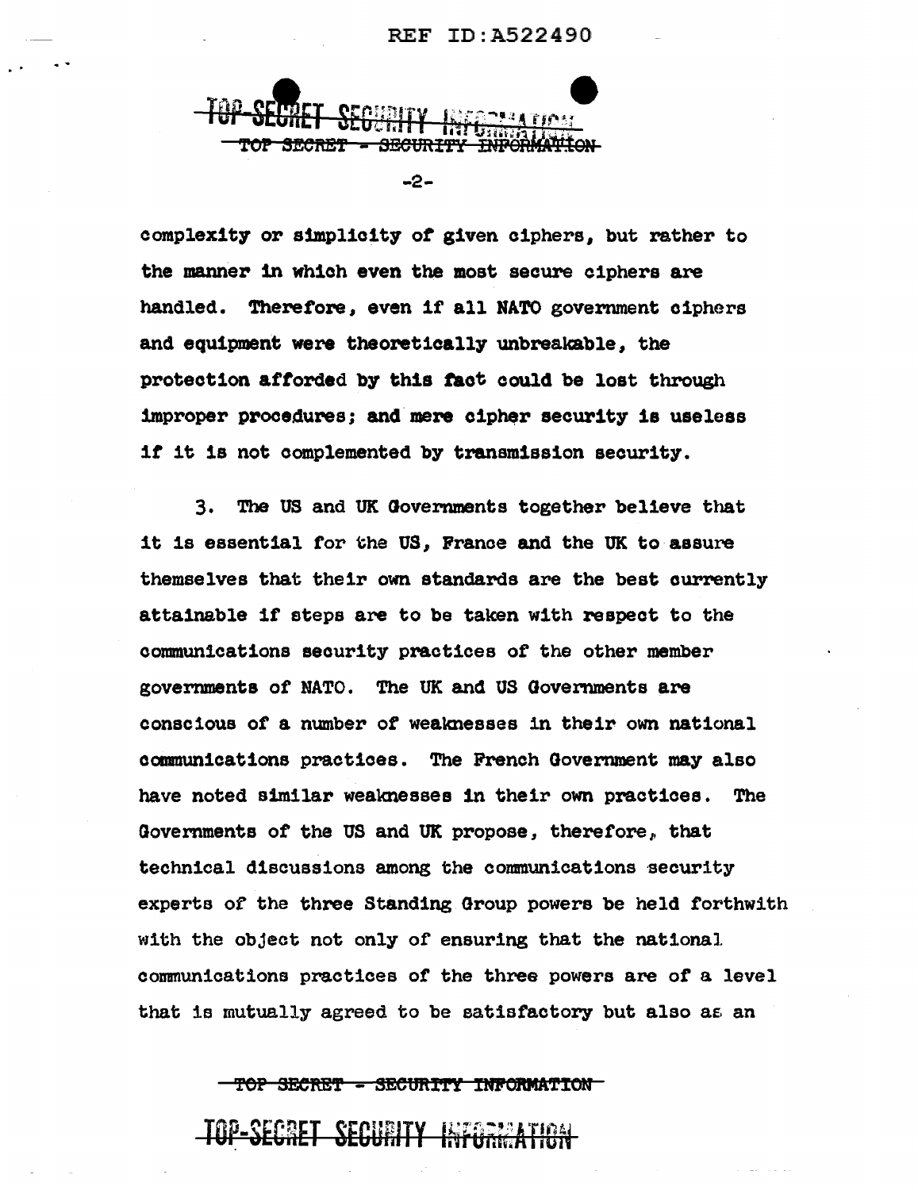complexity or simplicity of given ciphers, but rather to the manner in which even the most secure ciphers are handled. Therefore, even if all NATO government ciphers and equipment were theoretically unbreakable, the protection afforded by this fact could be lost through improper procedures; and mere cipher security is useless if it is not complemented by transmission security.

3. The US and UK Governments together believe that it is essential for the US, France and the UK to assure themselves that their own standards are the best currently attainable if steps are to be taken with respect to the communications security practices of the other member governments of NATO. The UK and US Governments are conscious of a number of weaknesses in their own national communications practices. The French Government may also have noted similar weaknesses in their own practices. The Governments of the US and UK propose, therefore, that technical discussions among the communications security experts of the three Standing Group powers be held forthwith with the object not only of ensuring that the national communications practices of the three powers are of a level that is mutually agreed to be satisfactory but also as an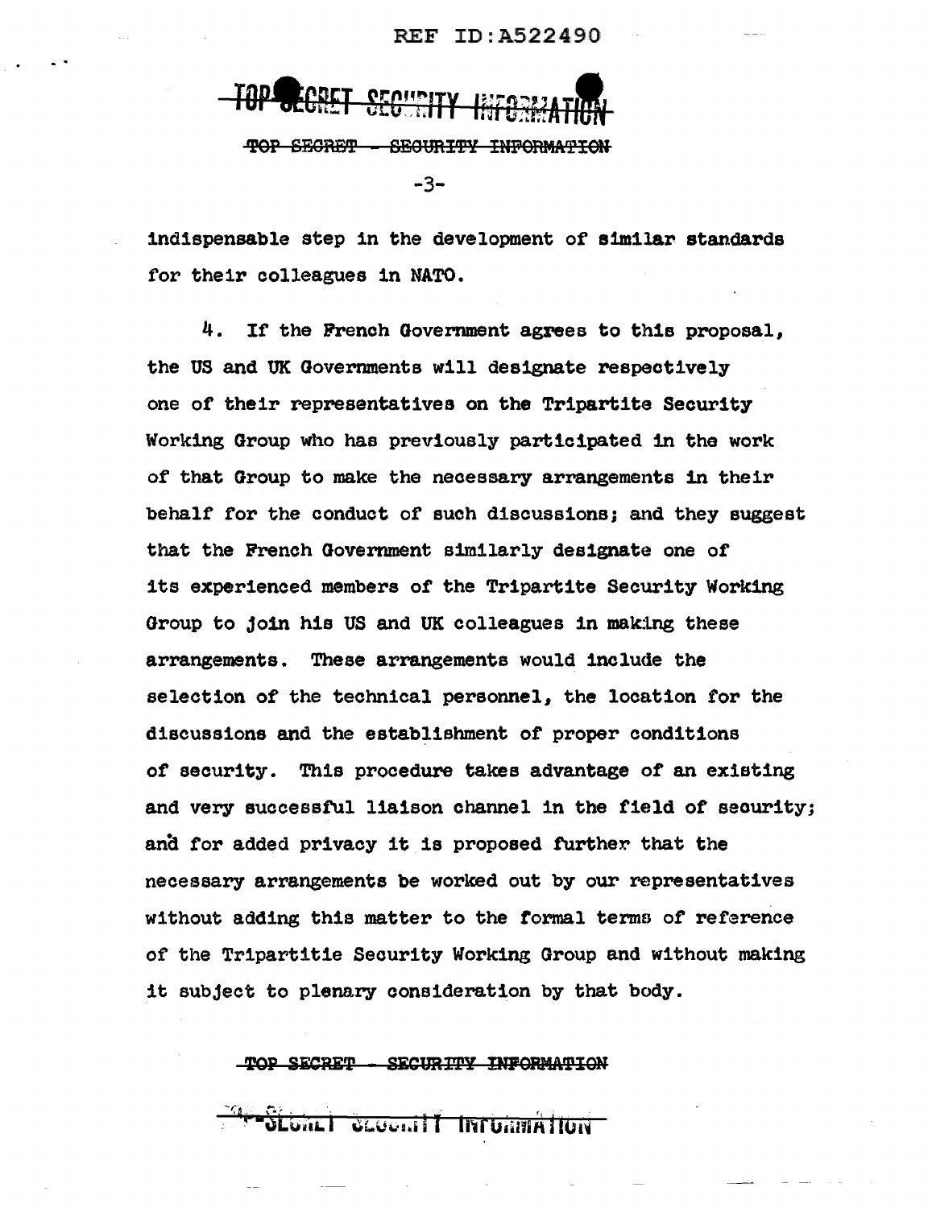indispensable step in the development of similar standards for their colleagues in NATO.

4. If the French Government agrees to this proposal, the US and UK Governments will designate respectively one of their representatives on the Tripartite Security Working Group who has previously participated in the work of that Group to make the necessary arrangements in their behalf for the conduct of such discussions; and they suggest that the French Government similarly designate one of its experienced members of the Tripartite Security Working Group to join his US and UK colleagues in making these arrangements. These arrangements would include the selection of the technical personnel, the location for the discussions and the establishment of proper conditions of security. This procedure takes advantage of an existing and very successful liaison channel in the field of security; and for added privacy it is proposed further that the necessary arrangements be worked out by our representatives without adding this matter to the formal terms of reference of the Tripartitie Security Working Group and without making it subject to plenary consideration by that body.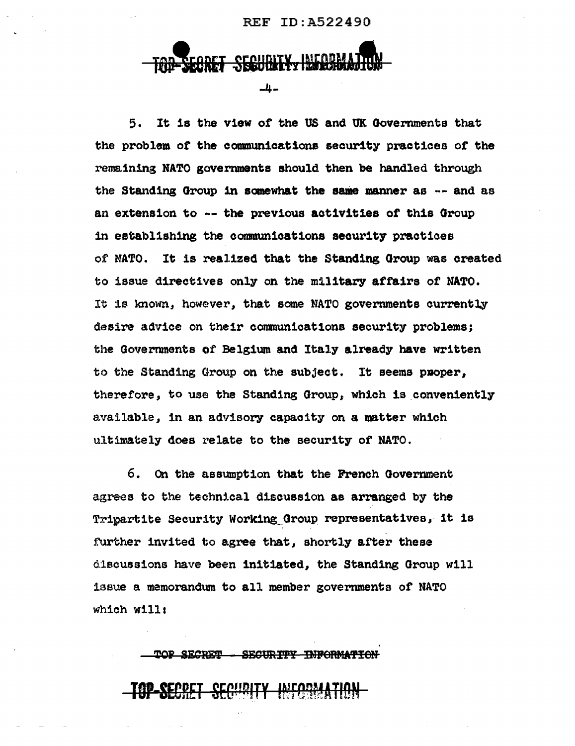5. It is the view of the US and UK Governments that the problem of the communications security practices of the remaining NATO governments should then be handled through the Standing Group in somewhat the same manner as -- and as an extension to -- the previous activities of this Group in establishing the communications security practices of NATO. It is realized that the Standing Group was created to issue directives only on the military affairs of NATO. It is known, however, that some NATO governments currently desire advice on their communications security problems; the Governments of Belgium and Italy already have written to the Standing Group on the subject. It seems pmoper, therefore, to use the Standing Group, which is conveniently available, in an advisory capacity on a matter which ultimately does relate to the security of NATO.

6. On the assumption that the French Government agrees to the technical discussion as arranged by the Tripartite Security Working Group representatives, it is further invited to agree that, shortly after these discussions have been initiated, the Standing Group will issue a memorandum to all member governments of NATO which will: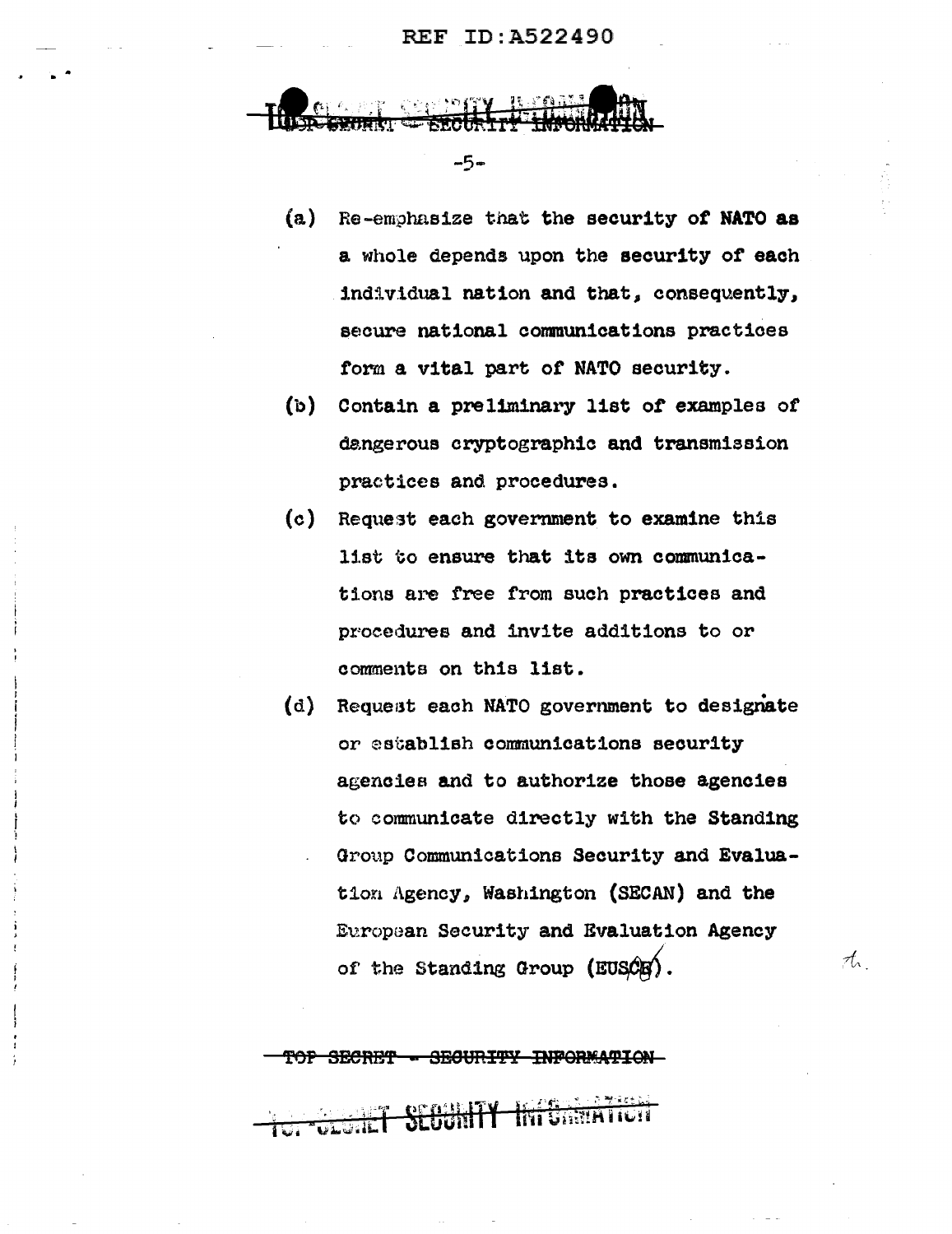(a) Re-emphasize that the security of NATO as a whole depends upon the security of each individual nation and that, consequently, secure national communications practices form a vital part of NATO security.

(b) Contain a preliminary list of examples of dangerous cryptographic and transmission practices and procedures.

(c) Request each government to examine this list to ensure that its own communications are free from such practices and procedures and invite additions to or comments on this list.

(d) Request each NATO government to designate or establish communications security agencies and to authorize those agencies to communicate directly with the Standing Group Communications Security and Evaluation Agency, Washington (SECAN) and the European Security and Evaluation Agency of the Standing Group (EUSCB).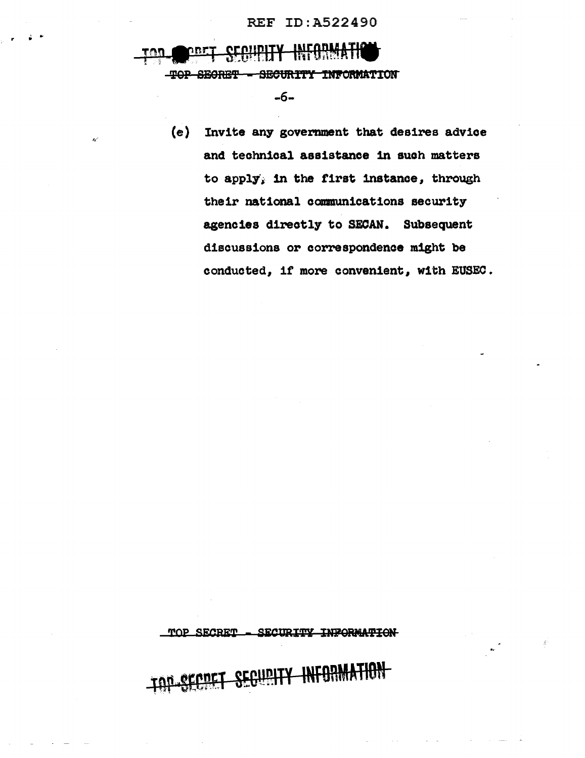(e) Invite any government that desires advice and technical assistance in such matters to apply, in the first instance, through their national communications security agencies directly to SECAN. Subsequent discussions or correspondence might be conducted, if more convenient, with EUSEC.